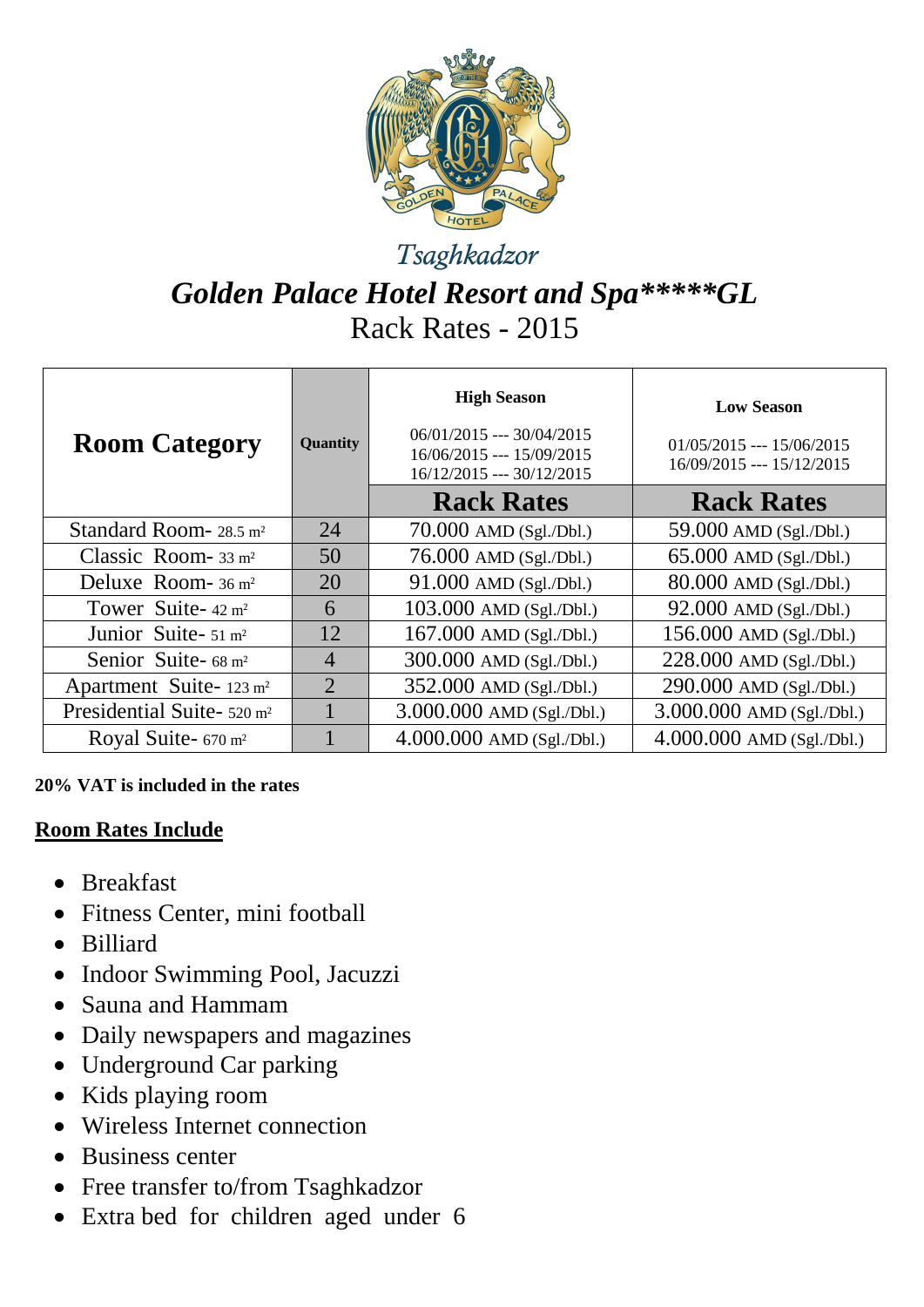Tsaghkadzor

# *Golden Palace Hotel Resort and Spa*****GL*

Rack Rates - 2015

| **Room Category** | **Quantity** | **High Season**<br>06/01/2015 --- 30/04/2015<br>16/06/2015 --- 15/09/2015<br>16/12/2015 --- 30/12/2015 | **Low Season**<br>01/05/2015 --- 15/06/2015<br>16/09/2015 --- 15/12/2015 |
|---|---|---|---|
| | | **Rack Rates** | **Rack Rates** |
| Standard Room- 28.5 m² | 24 | 70.000 AMD (Sgl./Dbl.) | 59.000 AMD (Sgl./Dbl.) |
| Classic Room- 33 m² | 50 | 76.000 AMD (Sgl./Dbl.) | 65.000 AMD (Sgl./Dbl.) |
| Deluxe Room- 36 m² | 20 | 91.000 AMD (Sgl./Dbl.) | 80.000 AMD (Sgl./Dbl.) |
| Tower Suite- 42 m² | 6 | 103.000 AMD (Sgl./Dbl.) | 92.000 AMD (Sgl./Dbl.) |
| Junior Suite- 51 m² | 12 | 167.000 AMD (Sgl./Dbl.) | 156.000 AMD (Sgl./Dbl.) |
| Senior Suite- 68 m² | 4 | 300.000 AMD (Sgl./Dbl.) | 228.000 AMD (Sgl./Dbl.) |
| Apartment Suite- 123 m² | 2 | 352.000 AMD (Sgl./Dbl.) | 290.000 AMD (Sgl./Dbl.) |
| Presidential Suite- 520 m² | 1 | 3.000.000 AMD (Sgl./Dbl.) | 3.000.000 AMD (Sgl./Dbl.) |
| Royal Suite- 670 m² | 1 | 4.000.000 AMD (Sgl./Dbl.) | 4.000.000 AMD (Sgl./Dbl.) |

**20% VAT is included in the rates**

**Room Rates Include**

- Breakfast
- Fitness Center, mini football
- Billiard
- Indoor Swimming Pool, Jacuzzi
- Sauna and Hammam
- Daily newspapers and magazines
- Underground Car parking
- Kids playing room
- Wireless Internet connection
- Business center
- Free transfer to/from Tsaghkadzor
- Extra bed for children aged under 6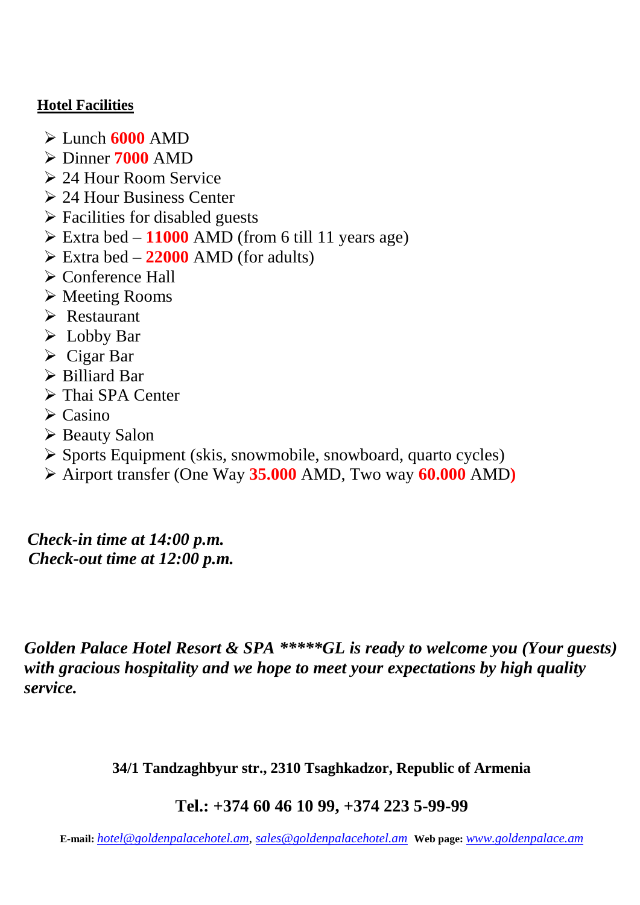**Hotel Facilities**

- Lunch **6000** AMD
- Dinner **7000** AMD
- 24 Hour Room Service
- 24 Hour Business Center
- Facilities for disabled guests
- Extra bed – **11000** AMD (from 6 till 11 years age)
- Extra bed – **22000** AMD (for adults)
- Conference Hall
- Meeting Rooms
- Restaurant
- Lobby Bar
- Cigar Bar
- Billiard Bar
- Thai SPA Center
- Casino
- Beauty Salon
- Sports Equipment (skis, snowmobile, snowboard, quarto cycles)
- Airport transfer (One Way **35.000** AMD, Two way **60.000** AMD**)**

***Check-in time at 14:00 p.m.***
***Check-out time at 12:00 p.m.***

***Golden Palace Hotel Resort & SPA *****GL is ready to welcome you (Your guests) with gracious hospitality and we hope to meet your expectations by high quality service.***

**34/1 Tandzaghbyur str., 2310 Tsaghkadzor, Republic of Armenia**

**Tel.: +374 60 46 10 99, +374 223 5-99-99**

**E-mail:** *hotel@goldenpalacehotel.am*, *sales@goldenpalacehotel.am* **Web page:** *www.goldenpalace.am*